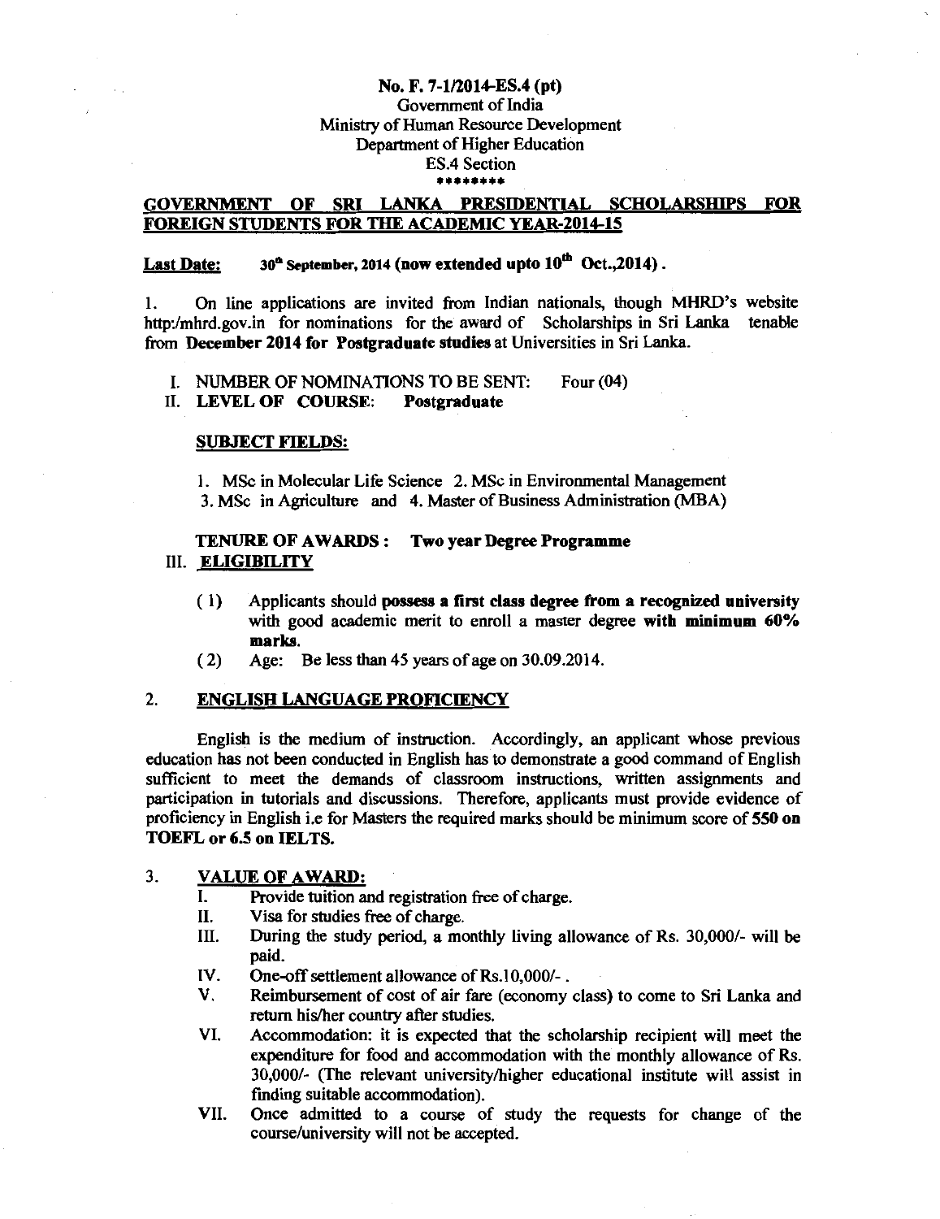**No. F. 7-1/2014-ES.4 (pt)**
Government of India
Ministry of Human Resource Development
Department of Higher Education
ES.4 Section
********

## GOVERNMENT OF SRI LANKA PRESIDENTIAL SCHOLARSHIPS FOR FOREIGN STUDENTS FOR THE ACADEMIC YEAR-2014-15

**Last Date:** **30th September, 2014 (now extended upto 10th Oct.,2014).**

1. On line applications are invited from Indian nationals, though MHRD's website http:/mhrd.gov.in for nominations for the award of Scholarships in Sri Lanka tenable from **December 2014 for Postgraduate studies** at Universities in Sri Lanka.

I. NUMBER OF NOMINATIONS TO BE SENT: Four (04)

II. **LEVEL OF COURSE: Postgraduate**

**SUBJECT FIELDS:**

1. MSc in Molecular Life Science 2. MSc in Environmental Management
3. MSc in Agriculture and 4. Master of Business Administration (MBA)

**TENURE OF AWARDS : Two year Degree Programme**

III. **ELIGIBILITY**

(1) Applicants should **possess a first class degree from a recognized university** with good academic merit to enroll a master degree **with minimum 60% marks.**

(2) Age: Be less than 45 years of age on 30.09.2014.

2. **ENGLISH LANGUAGE PROFICIENCY**

English is the medium of instruction. Accordingly, an applicant whose previous education has not been conducted in English has to demonstrate a good command of English sufficient to meet the demands of classroom instructions, written assignments and participation in tutorials and discussions. Therefore, applicants must provide evidence of proficiency in English i.e for Masters the required marks should be minimum score of **550 on TOEFL or 6.5 on IELTS.**

3. **VALUE OF AWARD:**

I. Provide tuition and registration free of charge.

II. Visa for studies free of charge.

III. During the study period, a monthly living allowance of Rs. 30,000/- will be paid.

IV. One-off settlement allowance of Rs.10,000/- .

V. Reimbursement of cost of air fare (economy class) to come to Sri Lanka and return his/her country after studies.

VI. Accommodation: it is expected that the scholarship recipient will meet the expenditure for food and accommodation with the monthly allowance of Rs. 30,000/- (The relevant university/higher educational institute will assist in finding suitable accommodation).

VII. Once admitted to a course of study the requests for change of the course/university will not be accepted.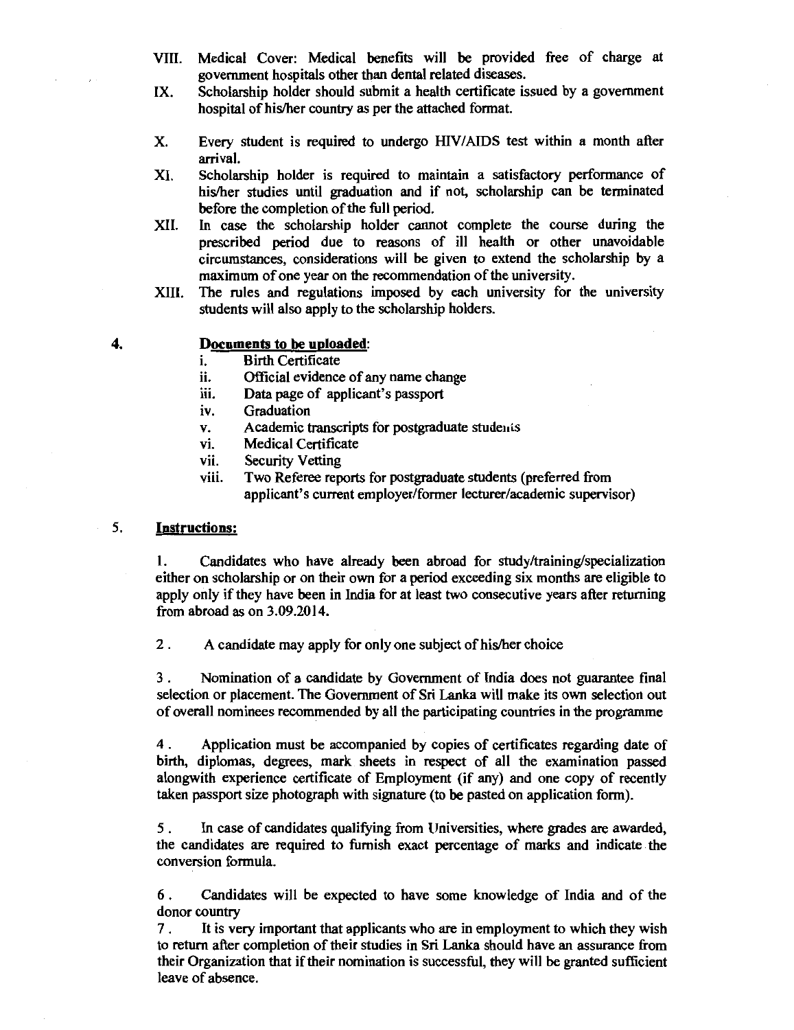VIII. Medical Cover: Medical benefits will be provided free of charge at government hospitals other than dental related diseases.

IX. Scholarship holder should submit a health certificate issued by a government hospital of his/her country as per the attached format.

X. Every student is required to undergo HIV/AIDS test within a month after arrival.

XI. Scholarship holder is required to maintain a satisfactory performance of his/her studies until graduation and if not, scholarship can be terminated before the completion of the full period.

XII. In case the scholarship holder cannot complete the course during the prescribed period due to reasons of ill health or other unavoidable circumstances, considerations will be given to extend the scholarship by a maximum of one year on the recommendation of the university.

XIII. The rules and regulations imposed by each university for the university students will also apply to the scholarship holders.

4. **Documents to be uploaded**:

i. Birth Certificate
ii. Official evidence of any name change
iii. Data page of applicant's passport
iv. Graduation
v. Academic transcripts for postgraduate students
vi. Medical Certificate
vii. Security Vetting
viii. Two Referee reports for postgraduate students (preferred from applicant's current employer/former lecturer/academic supervisor)

5. **Instructions:**

1. Candidates who have already been abroad for study/training/specialization either on scholarship or on their own for a period exceeding six months are eligible to apply only if they have been in India for at least two consecutive years after returning from abroad as on 3.09.2014.

2. A candidate may apply for only one subject of his/her choice

3. Nomination of a candidate by Government of India does not guarantee final selection or placement. The Government of Sri Lanka will make its own selection out of overall nominees recommended by all the participating countries in the programme

4. Application must be accompanied by copies of certificates regarding date of birth, diplomas, degrees, mark sheets in respect of all the examination passed alongwith experience certificate of Employment (if any) and one copy of recently taken passport size photograph with signature (to be pasted on application form).

5. In case of candidates qualifying from Universities, where grades are awarded, the candidates are required to furnish exact percentage of marks and indicate the conversion formula.

6. Candidates will be expected to have some knowledge of India and of the donor country

7. It is very important that applicants who are in employment to which they wish to return after completion of their studies in Sri Lanka should have an assurance from their Organization that if their nomination is successful, they will be granted sufficient leave of absence.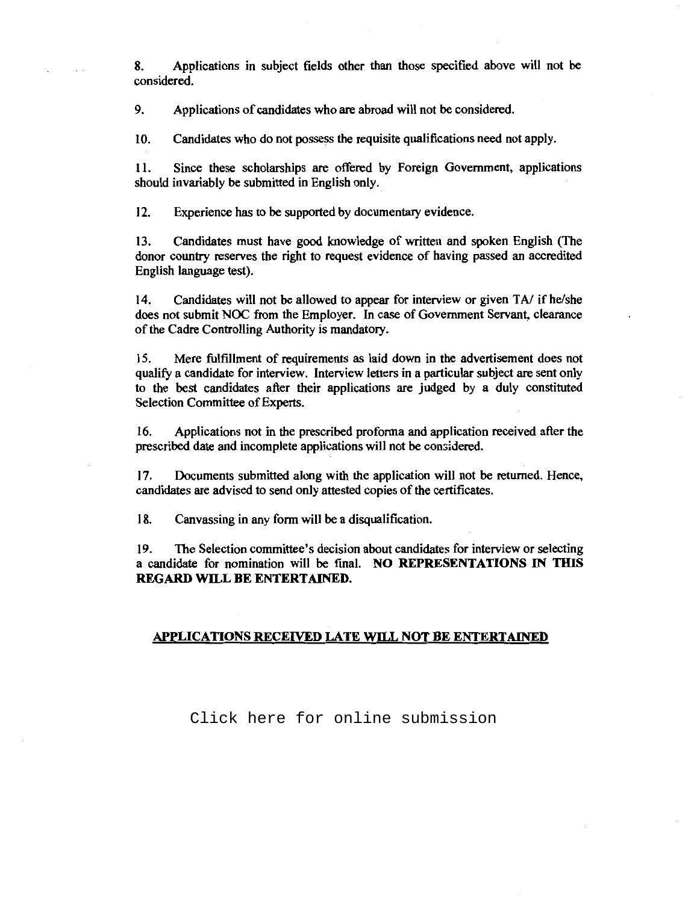8. Applications in subject fields other than those specified above will not be considered.

9. Applications of candidates who are abroad will not be considered.

10. Candidates who do not possess the requisite qualifications need not apply.

11. Since these scholarships are offered by Foreign Government, applications should invariably be submitted in English only.

12. Experience has to be supported by documentary evidence.

13. Candidates must have good knowledge of written and spoken English (The donor country reserves the right to request evidence of having passed an accredited English language test).

14. Candidates will not be allowed to appear for interview or given TA/ if he/she does not submit NOC from the Employer. In case of Government Servant, clearance of the Cadre Controlling Authority is mandatory.

15. Mere fulfillment of requirements as laid down in the advertisement does not qualify a candidate for interview. Interview letters in a particular subject are sent only to the best candidates after their applications are judged by a duly constituted Selection Committee of Experts.

16. Applications not in the prescribed proforma and application received after the prescribed date and incomplete applications will not be considered.

17. Documents submitted along with the application will not be returned. Hence, candidates are advised to send only attested copies of the certificates.

18. Canvassing in any form will be a disqualification.

19. The Selection committee's decision about candidates for interview or selecting a candidate for nomination will be final. **NO REPRESENTATIONS IN THIS REGARD WILL BE ENTERTAINED.**

**APPLICATIONS RECEIVED LATE WILL NOT BE ENTERTAINED**

Click here for online submission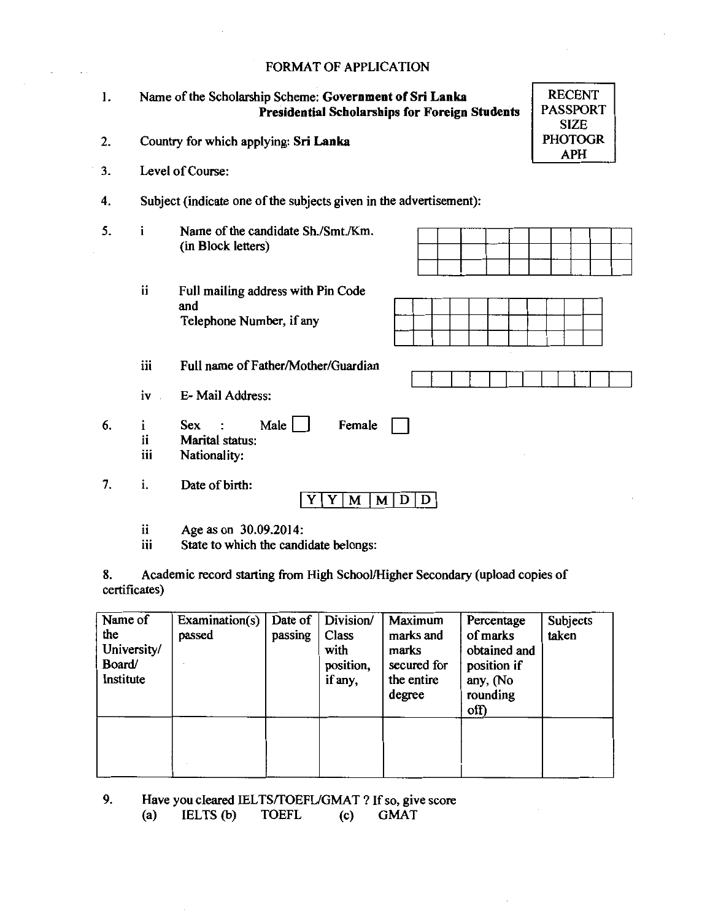# FORMAT OF APPLICATION

| RECENT PASSPORT SIZE PHOTOGRAPH |
|---|

1. Name of the Scholarship Scheme: **Government of Sri Lanka Presidential Scholarships for Foreign Students**

2. Country for which applying: **Sri Lanka**

3. Level of Course:

4. Subject (indicate one of the subjects given in the advertisement):

5. i Name of the candidate Sh./Smt./Km. (in Block letters)

   ii Full mailing address with Pin Code and Telephone Number, if any

   iii Full name of Father/Mother/Guardian

   iv E- Mail Address:

6. i Sex : Male ☐ Female ☐

   ii Marital status:

   iii Nationality:

7. i. Date of birth: | Y | Y | M | M | D | D |

   ii Age as on 30.09.2014:

   iii State to which the candidate belongs:

8. Academic record starting from High School/Higher Secondary (upload copies of certificates)

| Name of the University/ Board/ Institute | Examination(s) passed | Date of passing | Division/ Class with position, if any, | Maximum marks and marks secured for the entire degree | Percentage of marks obtained and position if any, (No rounding off) | Subjects taken |
|---|---|---|---|---|---|---|
| | | | | | | |

9. Have you cleared IELTS/TOEFL/GMAT ? If so, give score

   (a) IELTS (b) TOEFL (c) GMAT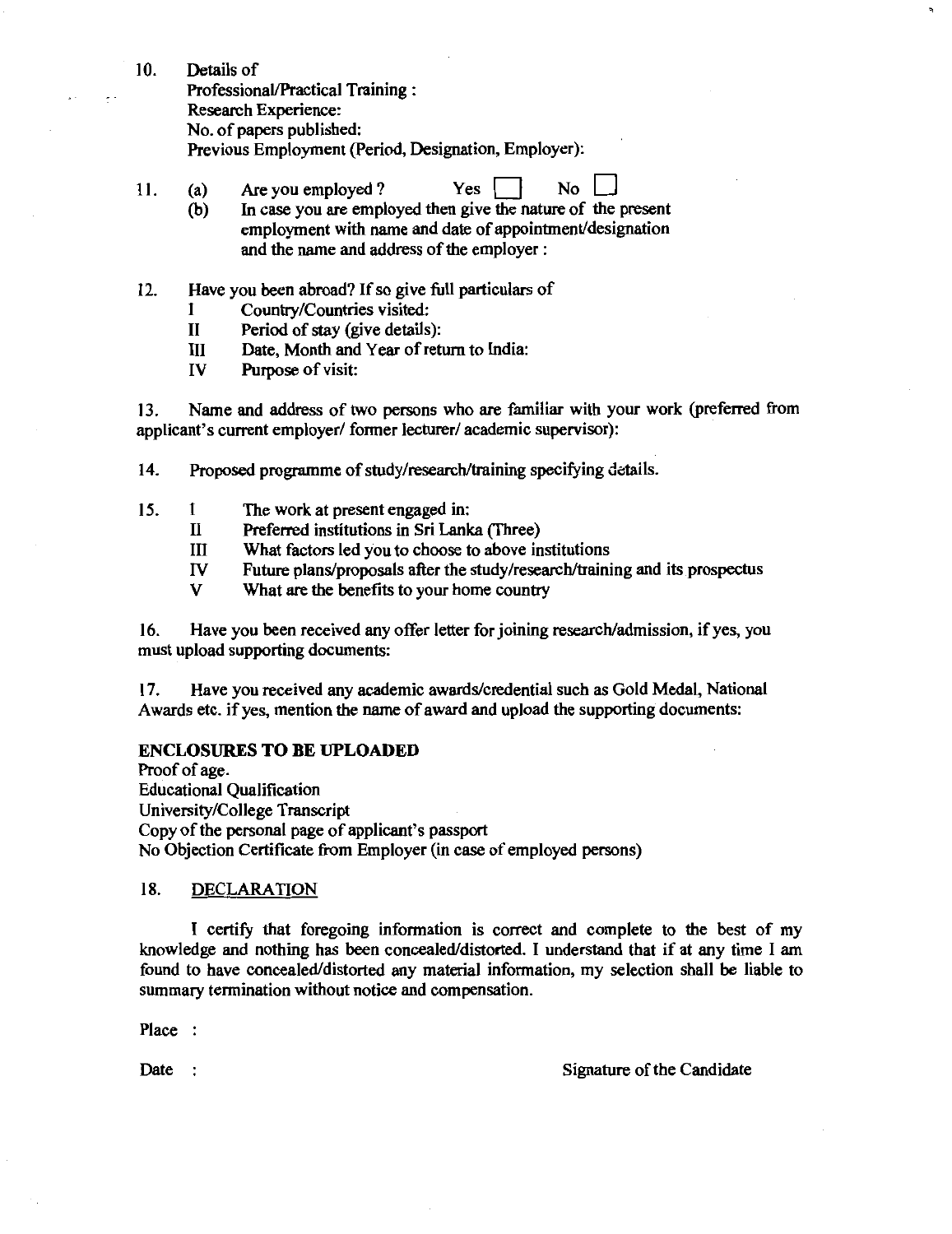10. Details of
    Professional/Practical Training :
    Research Experience:
    No. of papers published:
    Previous Employment (Period, Designation, Employer):

11. (a) Are you employed ? Yes ☐ No ☐
    (b) In case you are employed then give the nature of the present employment with name and date of appointment/designation and the name and address of the employer :

12. Have you been abroad? If so give full particulars of
    I Country/Countries visited:
    II Period of stay (give details):
    III Date, Month and Year of return to India:
    IV Purpose of visit:

13. Name and address of two persons who are familiar with your work (preferred from applicant's current employer/ former lecturer/ academic supervisor):

14. Proposed programme of study/research/training specifying details.

15. I The work at present engaged in:
    II Preferred institutions in Sri Lanka (Three)
    III What factors led you to choose to above institutions
    IV Future plans/proposals after the study/research/training and its prospectus
    V What are the benefits to your home country

16. Have you been received any offer letter for joining research/admission, if yes, you must upload supporting documents:

17. Have you received any academic awards/credential such as Gold Medal, National Awards etc. if yes, mention the name of award and upload the supporting documents:

**ENCLOSURES TO BE UPLOADED**

Proof of age.
Educational Qualification
University/College Transcript
Copy of the personal page of applicant's passport
No Objection Certificate from Employer (in case of employed persons)

18. DECLARATION

I certify that foregoing information is correct and complete to the best of my knowledge and nothing has been concealed/distorted. I understand that if at any time I am found to have concealed/distorted any material information, my selection shall be liable to summary termination without notice and compensation.

Place :

Date : Signature of the Candidate